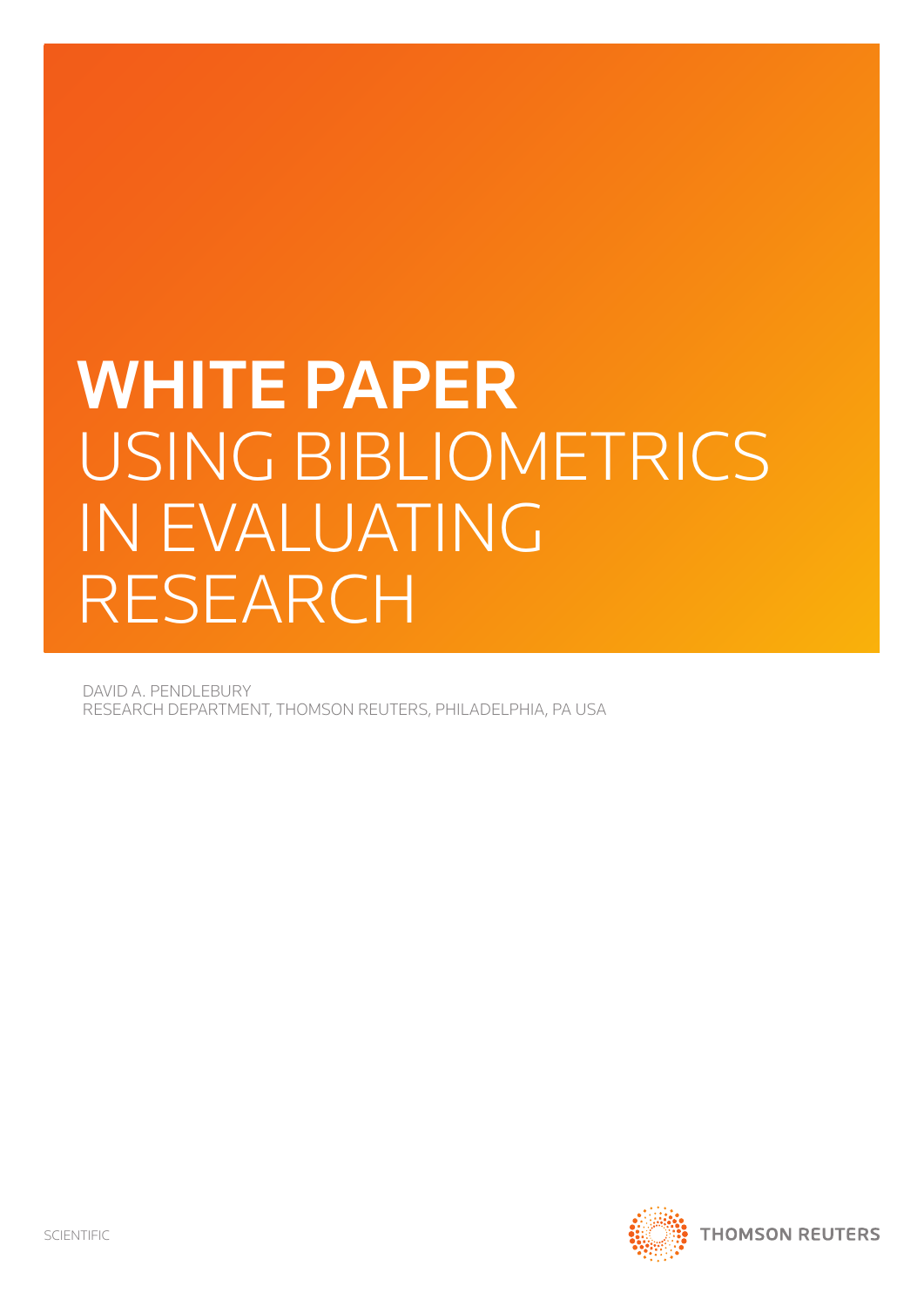# WHITE PAPER
# USING BIBLIOMETRICS IN EVALUATING RESEARCH

DAVID A. PENDLEBURY
RESEARCH DEPARTMENT, THOMSON REUTERS, PHILADELPHIA, PA USA

SCIENTIFIC

THOMSON REUTERS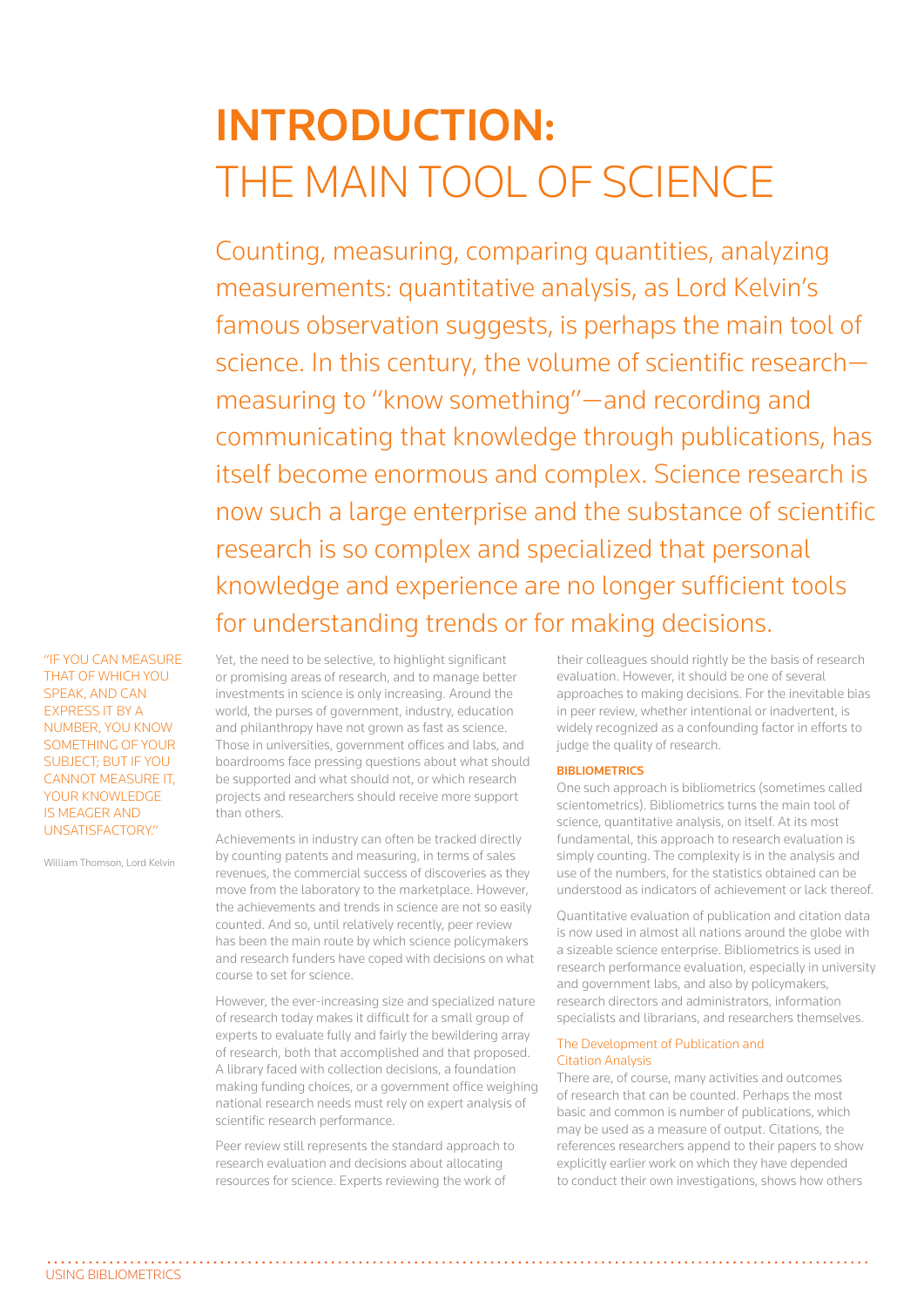# INTRODUCTION: THE MAIN TOOL OF SCIENCE

Counting, measuring, comparing quantities, analyzing measurements: quantitative analysis, as Lord Kelvin's famous observation suggests, is perhaps the main tool of science. In this century, the volume of scientific research—measuring to "know something"—and recording and communicating that knowledge through publications, has itself become enormous and complex. Science research is now such a large enterprise and the substance of scientific research is so complex and specialized that personal knowledge and experience are no longer sufficient tools for understanding trends or for making decisions.

"IF YOU CAN MEASURE THAT OF WHICH YOU SPEAK, AND CAN EXPRESS IT BY A NUMBER, YOU KNOW SOMETHING OF YOUR SUBJECT; BUT IF YOU CANNOT MEASURE IT, YOUR KNOWLEDGE IS MEAGER AND UNSATISFACTORY."

William Thomson, Lord Kelvin

Yet, the need to be selective, to highlight significant or promising areas of research, and to manage better investments in science is only increasing. Around the world, the purses of government, industry, education and philanthropy have not grown as fast as science. Those in universities, government offices and labs, and boardrooms face pressing questions about what should be supported and what should not, or which research projects and researchers should receive more support than others.

Achievements in industry can often be tracked directly by counting patents and measuring, in terms of sales revenues, the commercial success of discoveries as they move from the laboratory to the marketplace. However, the achievements and trends in science are not so easily counted. And so, until relatively recently, peer review has been the main route by which science policymakers and research funders have coped with decisions on what course to set for science.

However, the ever-increasing size and specialized nature of research today makes it difficult for a small group of experts to evaluate fully and fairly the bewildering array of research, both that accomplished and that proposed. A library faced with collection decisions, a foundation making funding choices, or a government office weighing national research needs must rely on expert analysis of scientific research performance.

Peer review still represents the standard approach to research evaluation and decisions about allocating resources for science. Experts reviewing the work of their colleagues should rightly be the basis of research evaluation. However, it should be one of several approaches to making decisions. For the inevitable bias in peer review, whether intentional or inadvertent, is widely recognized as a confounding factor in efforts to judge the quality of research.

## BIBLIOMETRICS

One such approach is bibliometrics (sometimes called scientometrics). Bibliometrics turns the main tool of science, quantitative analysis, on itself. At its most fundamental, this approach to research evaluation is simply counting. The complexity is in the analysis and use of the numbers, for the statistics obtained can be understood as indicators of achievement or lack thereof.

Quantitative evaluation of publication and citation data is now used in almost all nations around the globe with a sizeable science enterprise. Bibliometrics is used in research performance evaluation, especially in university and government labs, and also by policymakers, research directors and administrators, information specialists and librarians, and researchers themselves.

### The Development of Publication and Citation Analysis

There are, of course, many activities and outcomes of research that can be counted. Perhaps the most basic and common is number of publications, which may be used as a measure of output. Citations, the references researchers append to their papers to show explicitly earlier work on which they have depended to conduct their own investigations, shows how others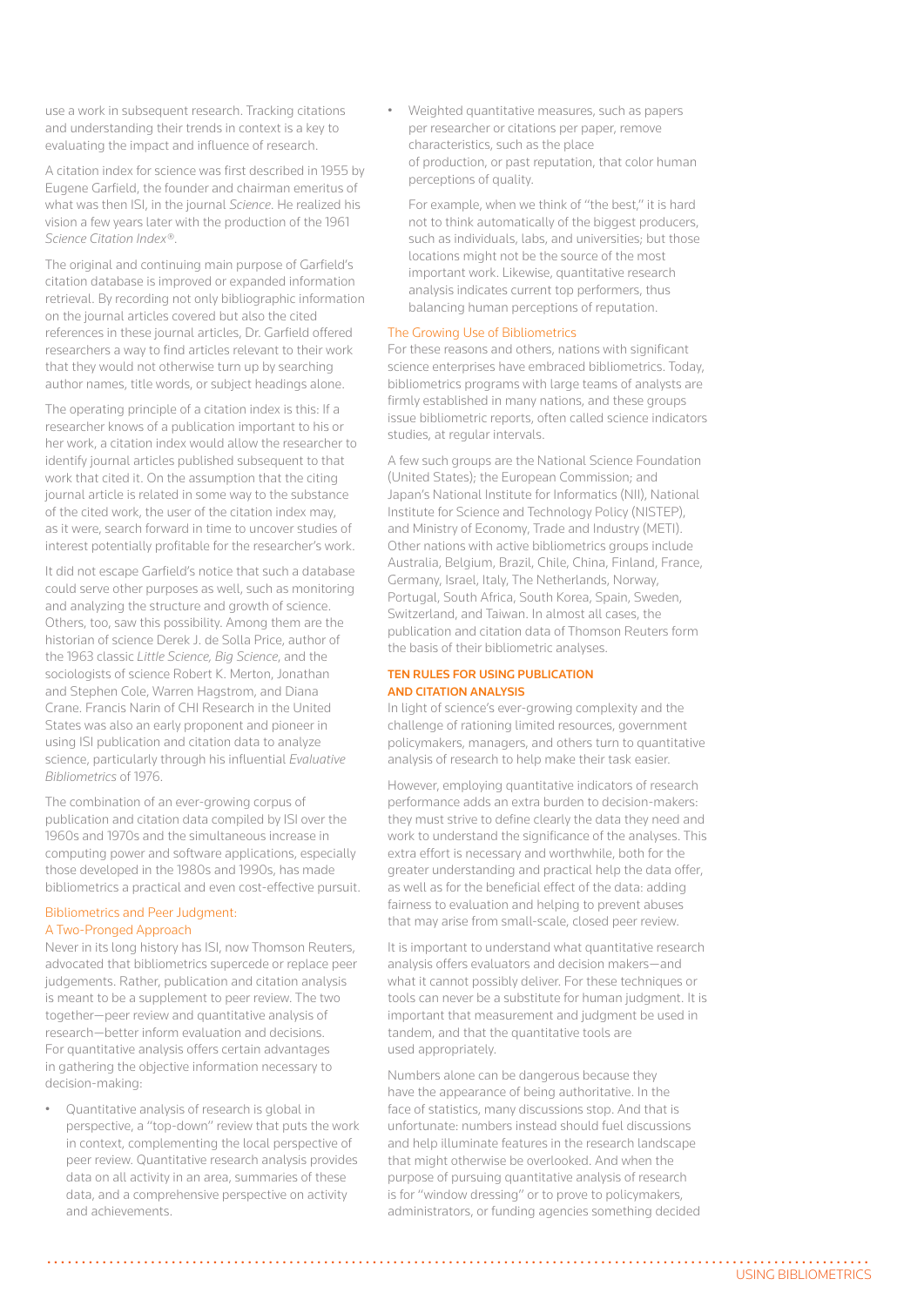use a work in subsequent research. Tracking citations and understanding their trends in context is a key to evaluating the impact and influence of research.

A citation index for science was first described in 1955 by Eugene Garfield, the founder and chairman emeritus of what was then ISI, in the journal *Science*. He realized his vision a few years later with the production of the 1961 *Science Citation Index®*.

The original and continuing main purpose of Garfield's citation database is improved or expanded information retrieval. By recording not only bibliographic information on the journal articles covered but also the cited references in these journal articles, Dr. Garfield offered researchers a way to find articles relevant to their work that they would not otherwise turn up by searching author names, title words, or subject headings alone.

The operating principle of a citation index is this: If a researcher knows of a publication important to his or her work, a citation index would allow the researcher to identify journal articles published subsequent to that work that cited it. On the assumption that the citing journal article is related in some way to the substance of the cited work, the user of the citation index may, as it were, search forward in time to uncover studies of interest potentially profitable for the researcher's work.

It did not escape Garfield's notice that such a database could serve other purposes as well, such as monitoring and analyzing the structure and growth of science. Others, too, saw this possibility. Among them are the historian of science Derek J. de Solla Price, author of the 1963 classic *Little Science, Big Science*, and the sociologists of science Robert K. Merton, Jonathan and Stephen Cole, Warren Hagstrom, and Diana Crane. Francis Narin of CHI Research in the United States was also an early proponent and pioneer in using ISI publication and citation data to analyze science, particularly through his influential *Evaluative Bibliometrics* of 1976.

The combination of an ever-growing corpus of publication and citation data compiled by ISI over the 1960s and 1970s and the simultaneous increase in computing power and software applications, especially those developed in the 1980s and 1990s, has made bibliometrics a practical and even cost-effective pursuit.

### Bibliometrics and Peer Judgment: A Two-Pronged Approach

Never in its long history has ISI, now Thomson Reuters, advocated that bibliometrics supercede or replace peer judgements. Rather, publication and citation analysis is meant to be a supplement to peer review. The two together—peer review and quantitative analysis of research—better inform evaluation and decisions. For quantitative analysis offers certain advantages in gathering the objective information necessary to decision-making:

- Quantitative analysis of research is global in perspective, a "top-down" review that puts the work in context, complementing the local perspective of peer review. Quantitative research analysis provides data on all activity in an area, summaries of these data, and a comprehensive perspective on activity and achievements.
- Weighted quantitative measures, such as papers per researcher or citations per paper, remove characteristics, such as the place of production, or past reputation, that color human perceptions of quality.

  For example, when we think of "the best," it is hard not to think automatically of the biggest producers, such as individuals, labs, and universities; but those locations might not be the source of the most important work. Likewise, quantitative research analysis indicates current top performers, thus balancing human perceptions of reputation.

### The Growing Use of Bibliometrics

For these reasons and others, nations with significant science enterprises have embraced bibliometrics. Today, bibliometrics programs with large teams of analysts are firmly established in many nations, and these groups issue bibliometric reports, often called science indicators studies, at regular intervals.

A few such groups are the National Science Foundation (United States); the European Commission; and Japan's National Institute for Informatics (NII), National Institute for Science and Technology Policy (NISTEP), and Ministry of Economy, Trade and Industry (METI). Other nations with active bibliometrics groups include Australia, Belgium, Brazil, Chile, China, Finland, France, Germany, Israel, Italy, The Netherlands, Norway, Portugal, South Africa, South Korea, Spain, Sweden, Switzerland, and Taiwan. In almost all cases, the publication and citation data of Thomson Reuters form the basis of their bibliometric analyses.

## TEN RULES FOR USING PUBLICATION AND CITATION ANALYSIS

In light of science's ever-growing complexity and the challenge of rationing limited resources, government policymakers, managers, and others turn to quantitative analysis of research to help make their task easier.

However, employing quantitative indicators of research performance adds an extra burden to decision-makers: they must strive to define clearly the data they need and work to understand the significance of the analyses. This extra effort is necessary and worthwhile, both for the greater understanding and practical help the data offer, as well as for the beneficial effect of the data: adding fairness to evaluation and helping to prevent abuses that may arise from small-scale, closed peer review.

It is important to understand what quantitative research analysis offers evaluators and decision makers—and what it cannot possibly deliver. For these techniques or tools can never be a substitute for human judgment. It is important that measurement and judgment be used in tandem, and that the quantitative tools are used appropriately.

Numbers alone can be dangerous because they have the appearance of being authoritative. In the face of statistics, many discussions stop. And that is unfortunate: numbers instead should fuel discussions and help illuminate features in the research landscape that might otherwise be overlooked. And when the purpose of pursuing quantitative analysis of research is for "window dressing" or to prove to policymakers, administrators, or funding agencies something decided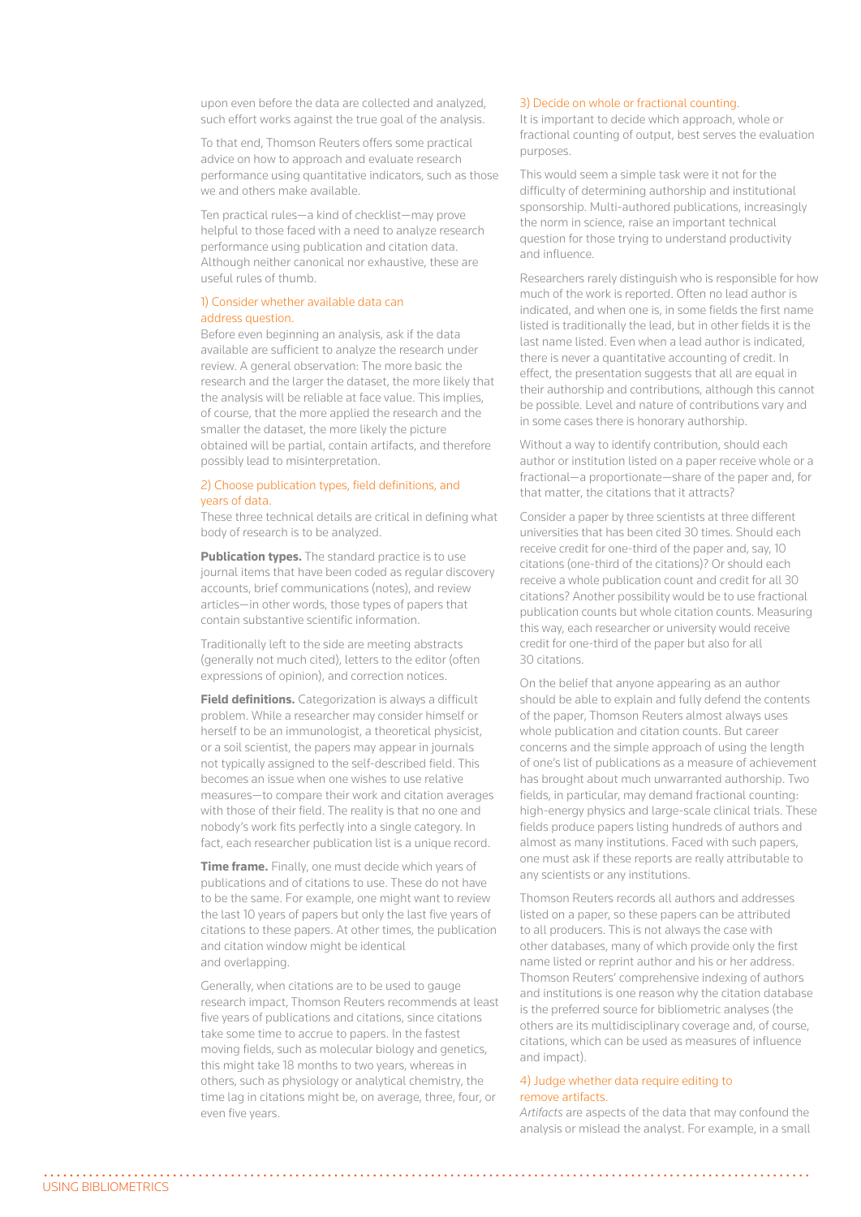upon even before the data are collected and analyzed, such effort works against the true goal of the analysis.

To that end, Thomson Reuters offers some practical advice on how to approach and evaluate research performance using quantitative indicators, such as those we and others make available.

Ten practical rules—a kind of checklist—may prove helpful to those faced with a need to analyze research performance using publication and citation data. Although neither canonical nor exhaustive, these are useful rules of thumb.

### 1) Consider whether available data can address question.

Before even beginning an analysis, ask if the data available are sufficient to analyze the research under review. A general observation: The more basic the research and the larger the dataset, the more likely that the analysis will be reliable at face value. This implies, of course, that the more applied the research and the smaller the dataset, the more likely the picture obtained will be partial, contain artifacts, and therefore possibly lead to misinterpretation.

### 2) Choose publication types, field definitions, and years of data.

These three technical details are critical in defining what body of research is to be analyzed.

**Publication types.** The standard practice is to use journal items that have been coded as regular discovery accounts, brief communications (notes), and review articles—in other words, those types of papers that contain substantive scientific information.

Traditionally left to the side are meeting abstracts (generally not much cited), letters to the editor (often expressions of opinion), and correction notices.

**Field definitions.** Categorization is always a difficult problem. While a researcher may consider himself or herself to be an immunologist, a theoretical physicist, or a soil scientist, the papers may appear in journals not typically assigned to the self-described field. This becomes an issue when one wishes to use relative measures—to compare their work and citation averages with those of their field. The reality is that no one and nobody's work fits perfectly into a single category. In fact, each researcher publication list is a unique record.

**Time frame.** Finally, one must decide which years of publications and of citations to use. These do not have to be the same. For example, one might want to review the last 10 years of papers but only the last five years of citations to these papers. At other times, the publication and citation window might be identical and overlapping.

Generally, when citations are to be used to gauge research impact, Thomson Reuters recommends at least five years of publications and citations, since citations take some time to accrue to papers. In the fastest moving fields, such as molecular biology and genetics, this might take 18 months to two years, whereas in others, such as physiology or analytical chemistry, the time lag in citations might be, on average, three, four, or even five years.

### 3) Decide on whole or fractional counting.

It is important to decide which approach, whole or fractional counting of output, best serves the evaluation purposes.

This would seem a simple task were it not for the difficulty of determining authorship and institutional sponsorship. Multi-authored publications, increasingly the norm in science, raise an important technical question for those trying to understand productivity and influence.

Researchers rarely distinguish who is responsible for how much of the work is reported. Often no lead author is indicated, and when one is, in some fields the first name listed is traditionally the lead, but in other fields it is the last name listed. Even when a lead author is indicated, there is never a quantitative accounting of credit. In effect, the presentation suggests that all are equal in their authorship and contributions, although this cannot be possible. Level and nature of contributions vary and in some cases there is honorary authorship.

Without a way to identify contribution, should each author or institution listed on a paper receive whole or a fractional—a proportionate—share of the paper and, for that matter, the citations that it attracts?

Consider a paper by three scientists at three different universities that has been cited 30 times. Should each receive credit for one-third of the paper and, say, 10 citations (one-third of the citations)? Or should each receive a whole publication count and credit for all 30 citations? Another possibility would be to use fractional publication counts but whole citation counts. Measuring this way, each researcher or university would receive credit for one-third of the paper but also for all 30 citations.

On the belief that anyone appearing as an author should be able to explain and fully defend the contents of the paper, Thomson Reuters almost always uses whole publication and citation counts. But career concerns and the simple approach of using the length of one's list of publications as a measure of achievement has brought about much unwarranted authorship. Two fields, in particular, may demand fractional counting: high-energy physics and large-scale clinical trials. These fields produce papers listing hundreds of authors and almost as many institutions. Faced with such papers, one must ask if these reports are really attributable to any scientists or any institutions.

Thomson Reuters records all authors and addresses listed on a paper, so these papers can be attributed to all producers. This is not always the case with other databases, many of which provide only the first name listed or reprint author and his or her address. Thomson Reuters' comprehensive indexing of authors and institutions is one reason why the citation database is the preferred source for bibliometric analyses (the others are its multidisciplinary coverage and, of course, citations, which can be used as measures of influence and impact).

### 4) Judge whether data require editing to remove artifacts.

*Artifacts* are aspects of the data that may confound the analysis or mislead the analyst. For example, in a small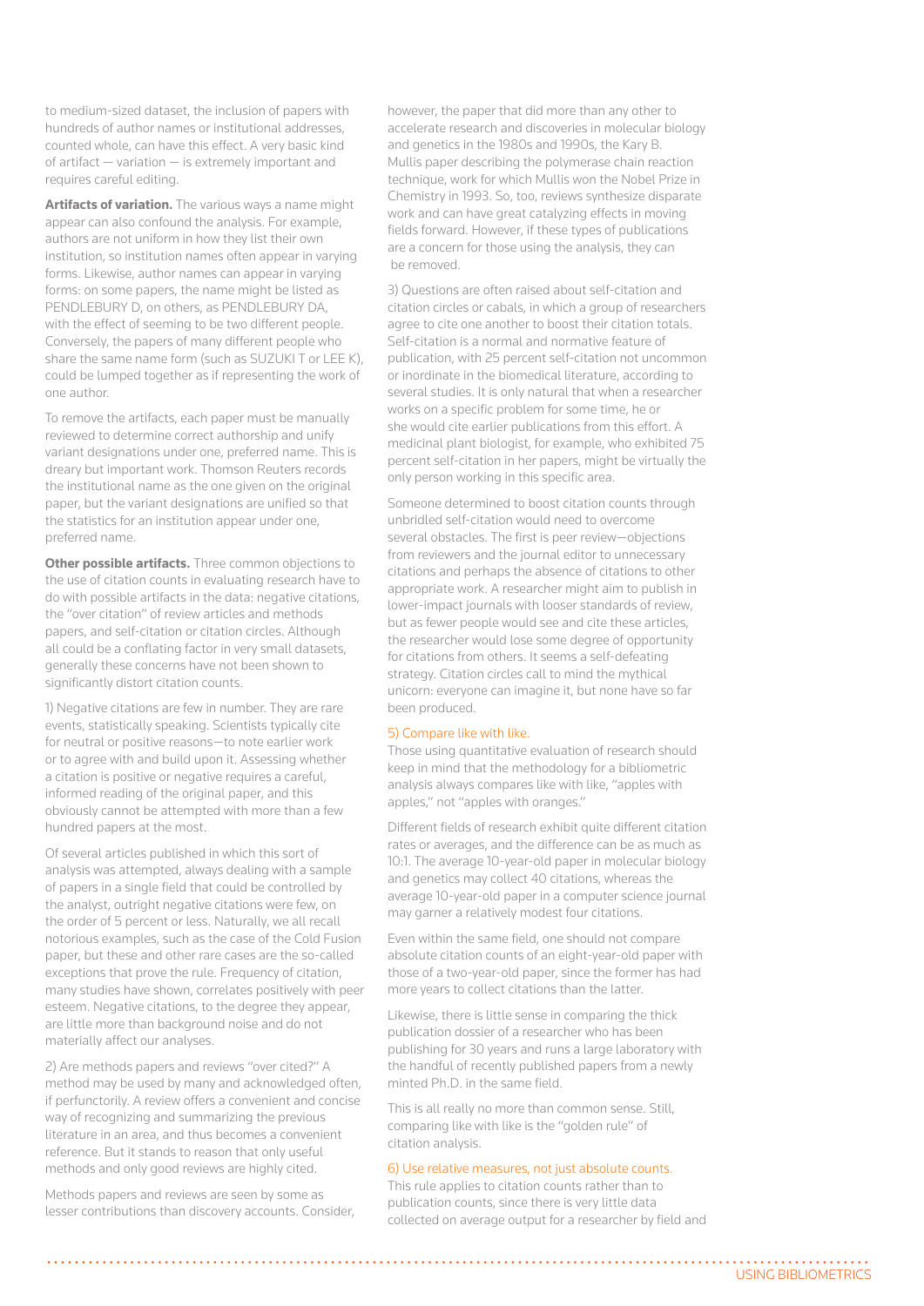to medium-sized dataset, the inclusion of papers with hundreds of author names or institutional addresses, counted whole, can have this effect. A very basic kind of artifact — variation — is extremely important and requires careful editing.

**Artifacts of variation.** The various ways a name might appear can also confound the analysis. For example, authors are not uniform in how they list their own institution, so institution names often appear in varying forms. Likewise, author names can appear in varying forms: on some papers, the name might be listed as PENDLEBURY D, on others, as PENDLEBURY DA, with the effect of seeming to be two different people. Conversely, the papers of many different people who share the same name form (such as SUZUKI T or LEE K), could be lumped together as if representing the work of one author.

To remove the artifacts, each paper must be manually reviewed to determine correct authorship and unify variant designations under one, preferred name. This is dreary but important work. Thomson Reuters records the institutional name as the one given on the original paper, but the variant designations are unified so that the statistics for an institution appear under one, preferred name.

**Other possible artifacts.** Three common objections to the use of citation counts in evaluating research have to do with possible artifacts in the data: negative citations, the "over citation" of review articles and methods papers, and self-citation or citation circles. Although all could be a conflating factor in very small datasets, generally these concerns have not been shown to significantly distort citation counts.

1) Negative citations are few in number. They are rare events, statistically speaking. Scientists typically cite for neutral or positive reasons—to note earlier work or to agree with and build upon it. Assessing whether a citation is positive or negative requires a careful, informed reading of the original paper, and this obviously cannot be attempted with more than a few hundred papers at the most.

Of several articles published in which this sort of analysis was attempted, always dealing with a sample of papers in a single field that could be controlled by the analyst, outright negative citations were few, on the order of 5 percent or less. Naturally, we all recall notorious examples, such as the case of the Cold Fusion paper, but these and other rare cases are the so-called exceptions that prove the rule. Frequency of citation, many studies have shown, correlates positively with peer esteem. Negative citations, to the degree they appear, are little more than background noise and do not materially affect our analyses.

2) Are methods papers and reviews "over cited?" A method may be used by many and acknowledged often, if perfunctorily. A review offers a convenient and concise way of recognizing and summarizing the previous literature in an area, and thus becomes a convenient reference. But it stands to reason that only useful methods and only good reviews are highly cited.

Methods papers and reviews are seen by some as lesser contributions than discovery accounts. Consider, however, the paper that did more than any other to accelerate research and discoveries in molecular biology and genetics in the 1980s and 1990s, the Kary B. Mullis paper describing the polymerase chain reaction technique, work for which Mullis won the Nobel Prize in Chemistry in 1993. So, too, reviews synthesize disparate work and can have great catalyzing effects in moving fields forward. However, if these types of publications are a concern for those using the analysis, they can be removed.

3) Questions are often raised about self-citation and citation circles or cabals, in which a group of researchers agree to cite one another to boost their citation totals. Self-citation is a normal and normative feature of publication, with 25 percent self-citation not uncommon or inordinate in the biomedical literature, according to several studies. It is only natural that when a researcher works on a specific problem for some time, he or she would cite earlier publications from this effort. A medicinal plant biologist, for example, who exhibited 75 percent self-citation in her papers, might be virtually the only person working in this specific area.

Someone determined to boost citation counts through unbridled self-citation would need to overcome several obstacles. The first is peer review—objections from reviewers and the journal editor to unnecessary citations and perhaps the absence of citations to other appropriate work. A researcher might aim to publish in lower-impact journals with looser standards of review, but as fewer people would see and cite these articles, the researcher would lose some degree of opportunity for citations from others. It seems a self-defeating strategy. Citation circles call to mind the mythical unicorn: everyone can imagine it, but none have so far been produced.

### 5) Compare like with like.

Those using quantitative evaluation of research should keep in mind that the methodology for a bibliometric analysis always compares like with like, "apples with apples," not "apples with oranges."

Different fields of research exhibit quite different citation rates or averages, and the difference can be as much as 10:1. The average 10-year-old paper in molecular biology and genetics may collect 40 citations, whereas the average 10-year-old paper in a computer science journal may garner a relatively modest four citations.

Even within the same field, one should not compare absolute citation counts of an eight-year-old paper with those of a two-year-old paper, since the former has had more years to collect citations than the latter.

Likewise, there is little sense in comparing the thick publication dossier of a researcher who has been publishing for 30 years and runs a large laboratory with the handful of recently published papers from a newly minted Ph.D. in the same field.

This is all really no more than common sense. Still, comparing like with like is the "golden rule" of citation analysis.

### 6) Use relative measures, not just absolute counts.

This rule applies to citation counts rather than to publication counts, since there is very little data collected on average output for a researcher by field and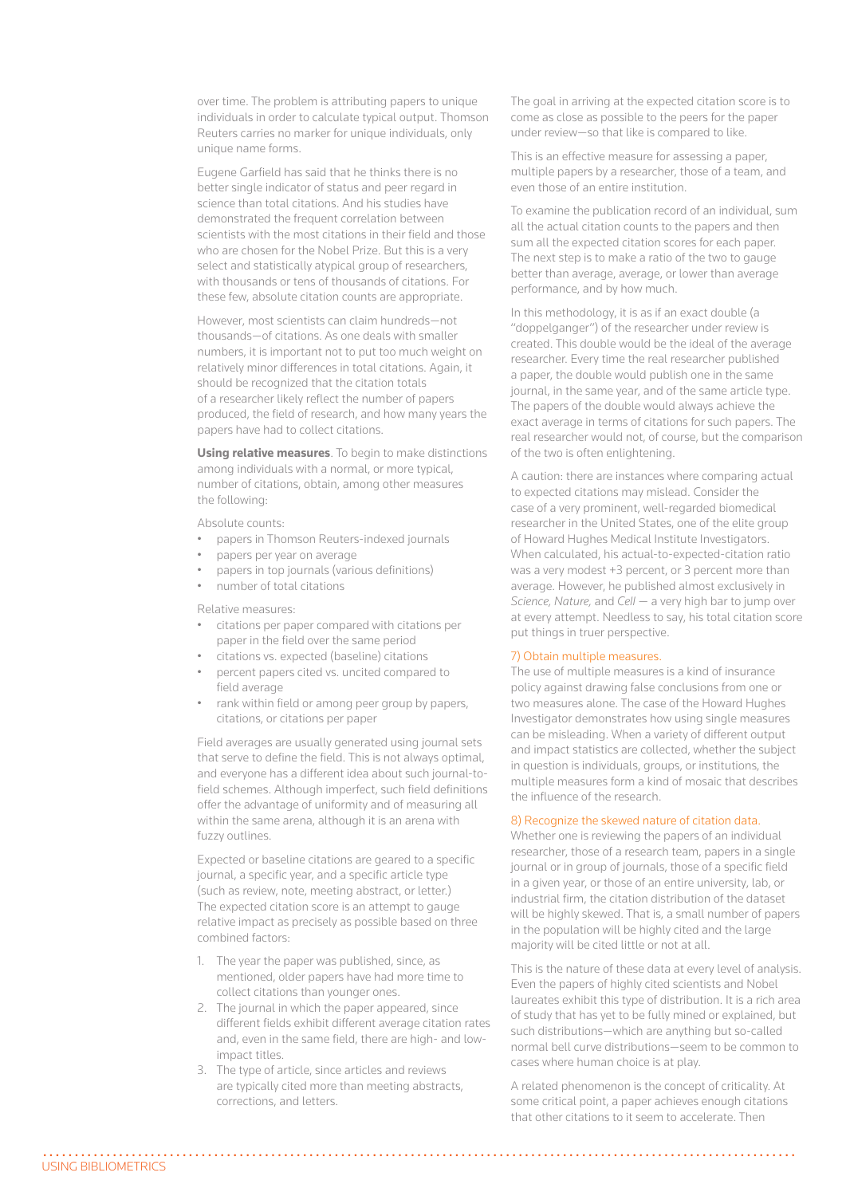over time. The problem is attributing papers to unique individuals in order to calculate typical output. Thomson Reuters carries no marker for unique individuals, only unique name forms.

Eugene Garfield has said that he thinks there is no better single indicator of status and peer regard in science than total citations. And his studies have demonstrated the frequent correlation between scientists with the most citations in their field and those who are chosen for the Nobel Prize. But this is a very select and statistically atypical group of researchers, with thousands or tens of thousands of citations. For these few, absolute citation counts are appropriate.

However, most scientists can claim hundreds—not thousands—of citations. As one deals with smaller numbers, it is important not to put too much weight on relatively minor differences in total citations. Again, it should be recognized that the citation totals of a researcher likely reflect the number of papers produced, the field of research, and how many years the papers have had to collect citations.

**Using relative measures**. To begin to make distinctions among individuals with a normal, or more typical, number of citations, obtain, among other measures the following:

Absolute counts:

- papers in Thomson Reuters-indexed journals
- papers per year on average
- papers in top journals (various definitions)
- number of total citations

Relative measures:

- citations per paper compared with citations per paper in the field over the same period
- citations vs. expected (baseline) citations
- percent papers cited vs. uncited compared to field average
- rank within field or among peer group by papers, citations, or citations per paper

Field averages are usually generated using journal sets that serve to define the field. This is not always optimal, and everyone has a different idea about such journal-to-field schemes. Although imperfect, such field definitions offer the advantage of uniformity and of measuring all within the same arena, although it is an arena with fuzzy outlines.

Expected or baseline citations are geared to a specific journal, a specific year, and a specific article type (such as review, note, meeting abstract, or letter.) The expected citation score is an attempt to gauge relative impact as precisely as possible based on three combined factors:

1. The year the paper was published, since, as mentioned, older papers have had more time to collect citations than younger ones.
2. The journal in which the paper appeared, since different fields exhibit different average citation rates and, even in the same field, there are high- and low-impact titles.
3. The type of article, since articles and reviews are typically cited more than meeting abstracts, corrections, and letters.

The goal in arriving at the expected citation score is to come as close as possible to the peers for the paper under review—so that like is compared to like.

This is an effective measure for assessing a paper, multiple papers by a researcher, those of a team, and even those of an entire institution.

To examine the publication record of an individual, sum all the actual citation counts to the papers and then sum all the expected citation scores for each paper. The next step is to make a ratio of the two to gauge better than average, average, or lower than average performance, and by how much.

In this methodology, it is as if an exact double (a "doppelganger") of the researcher under review is created. This double would be the ideal of the average researcher. Every time the real researcher published a paper, the double would publish one in the same journal, in the same year, and of the same article type. The papers of the double would always achieve the exact average in terms of citations for such papers. The real researcher would not, of course, but the comparison of the two is often enlightening.

A caution: there are instances where comparing actual to expected citations may mislead. Consider the case of a very prominent, well-regarded biomedical researcher in the United States, one of the elite group of Howard Hughes Medical Institute Investigators. When calculated, his actual-to-expected-citation ratio was a very modest +3 percent, or 3 percent more than average. However, he published almost exclusively in *Science, Nature,* and *Cell* — a very high bar to jump over at every attempt. Needless to say, his total citation score put things in truer perspective.

### 7) Obtain multiple measures.

The use of multiple measures is a kind of insurance policy against drawing false conclusions from one or two measures alone. The case of the Howard Hughes Investigator demonstrates how using single measures can be misleading. When a variety of different output and impact statistics are collected, whether the subject in question is individuals, groups, or institutions, the multiple measures form a kind of mosaic that describes the influence of the research.

### 8) Recognize the skewed nature of citation data.

Whether one is reviewing the papers of an individual researcher, those of a research team, papers in a single journal or in group of journals, those of a specific field in a given year, or those of an entire university, lab, or industrial firm, the citation distribution of the dataset will be highly skewed. That is, a small number of papers in the population will be highly cited and the large majority will be cited little or not at all.

This is the nature of these data at every level of analysis. Even the papers of highly cited scientists and Nobel laureates exhibit this type of distribution. It is a rich area of study that has yet to be fully mined or explained, but such distributions—which are anything but so-called normal bell curve distributions—seem to be common to cases where human choice is at play.

A related phenomenon is the concept of criticality. At some critical point, a paper achieves enough citations that other citations to it seem to accelerate. Then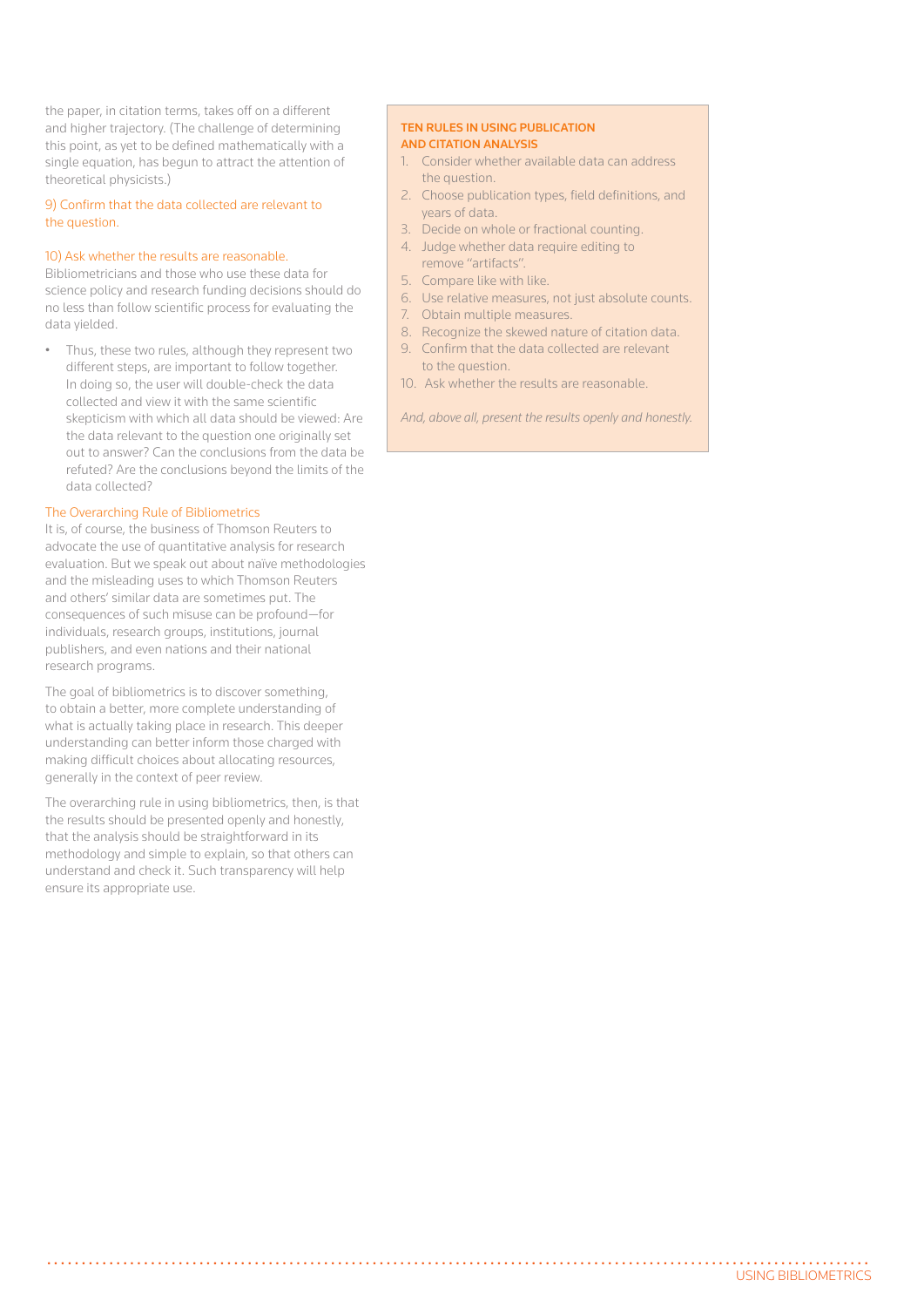the paper, in citation terms, takes off on a different and higher trajectory. (The challenge of determining this point, as yet to be defined mathematically with a single equation, has begun to attract the attention of theoretical physicists.)

### 9) Confirm that the data collected are relevant to the question.

### 10) Ask whether the results are reasonable.

Bibliometricians and those who use these data for science policy and research funding decisions should do no less than follow scientific process for evaluating the data yielded.

- Thus, these two rules, although they represent two different steps, are important to follow together. In doing so, the user will double-check the data collected and view it with the same scientific skepticism with which all data should be viewed: Are the data relevant to the question one originally set out to answer? Can the conclusions from the data be refuted? Are the conclusions beyond the limits of the data collected?

### The Overarching Rule of Bibliometrics

It is, of course, the business of Thomson Reuters to advocate the use of quantitative analysis for research evaluation. But we speak out about naïve methodologies and the misleading uses to which Thomson Reuters and others' similar data are sometimes put. The consequences of such misuse can be profound—for individuals, research groups, institutions, journal publishers, and even nations and their national research programs.

The goal of bibliometrics is to discover something, to obtain a better, more complete understanding of what is actually taking place in research. This deeper understanding can better inform those charged with making difficult choices about allocating resources, generally in the context of peer review.

The overarching rule in using bibliometrics, then, is that the results should be presented openly and honestly, that the analysis should be straightforward in its methodology and simple to explain, so that others can understand and check it. Such transparency will help ensure its appropriate use.

**TEN RULES IN USING PUBLICATION AND CITATION ANALYSIS**

1. Consider whether available data can address the question.
2. Choose publication types, field definitions, and years of data.
3. Decide on whole or fractional counting.
4. Judge whether data require editing to remove "artifacts".
5. Compare like with like.
6. Use relative measures, not just absolute counts.
7. Obtain multiple measures.
8. Recognize the skewed nature of citation data.
9. Confirm that the data collected are relevant to the question.
10. Ask whether the results are reasonable.

*And, above all, present the results openly and honestly.*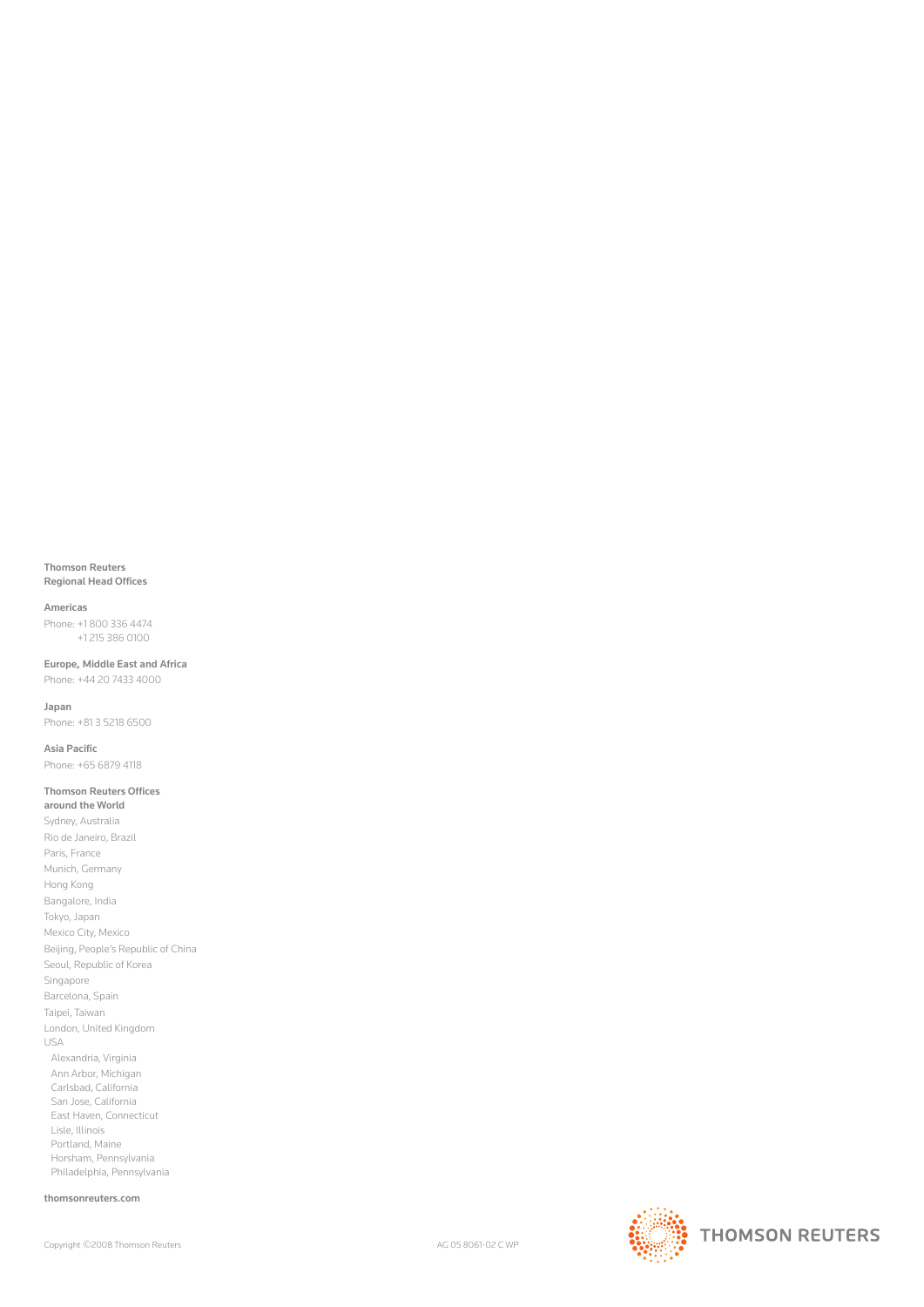**Thomson Reuters**
**Regional Head Offices**

**Americas**
Phone: +1 800 336 4474
+1 215 386 0100

**Europe, Middle East and Africa**
Phone: +44 20 7433 4000

**Japan**
Phone: +81 3 5218 6500

**Asia Pacific**
Phone: +65 6879 4118

**Thomson Reuters Offices around the World**

Sydney, Australia
Rio de Janeiro, Brazil
Paris, France
Munich, Germany
Hong Kong
Bangalore, India
Tokyo, Japan
Mexico City, Mexico
Beijing, People's Republic of China
Seoul, Republic of Korea
Singapore
Barcelona, Spain
Taipei, Taiwan
London, United Kingdom
USA
- Alexandria, Virginia
- Ann Arbor, Michigan
- Carlsbad, California
- San Jose, California
- East Haven, Connecticut
- Lisle, Illinois
- Portland, Maine
- Horsham, Pennsylvania
- Philadelphia, Pennsylvania

**thomsonreuters.com**

Copyright ©2008 Thomson Reuters

AG 05 8061-02 C WP

THOMSON REUTERS